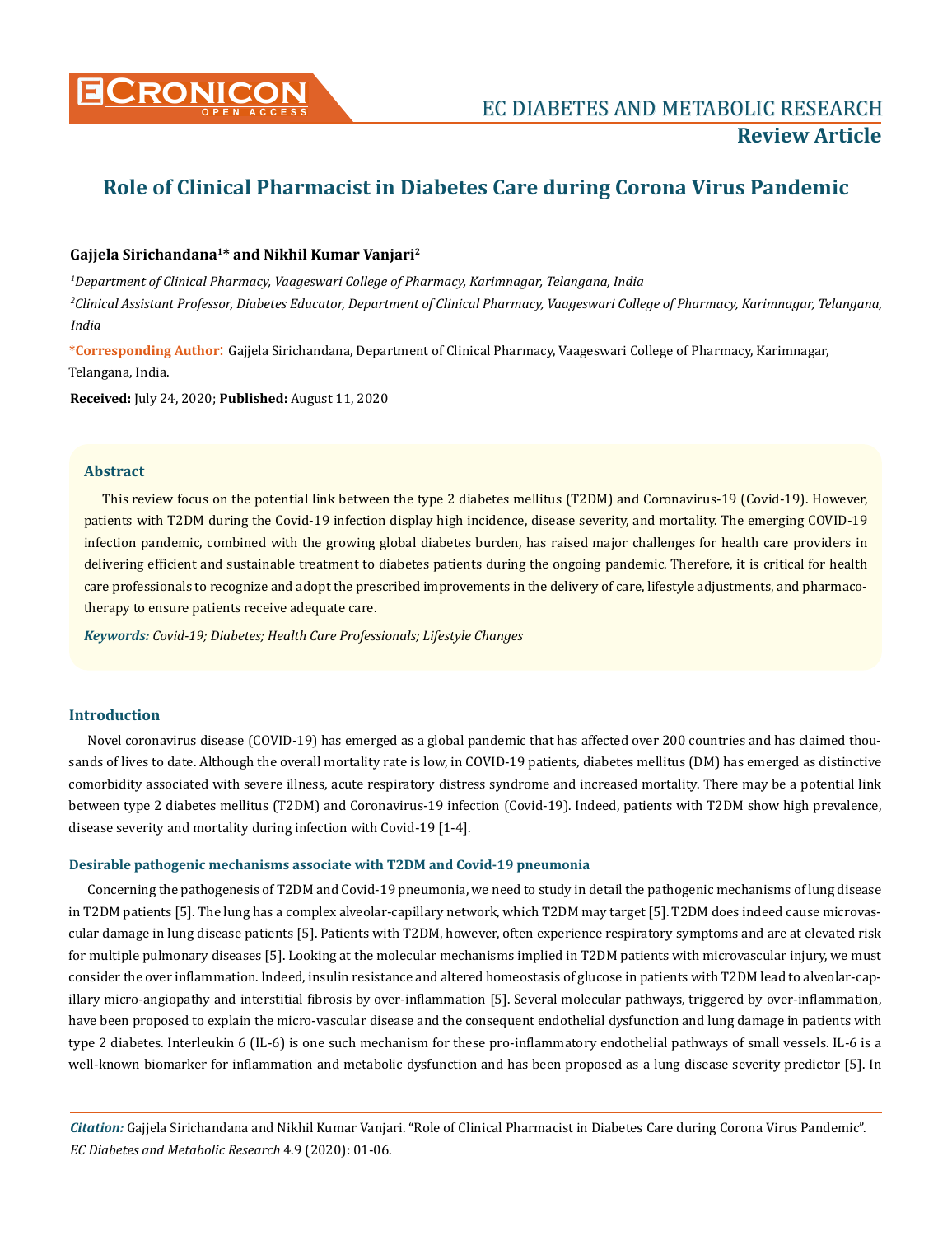**Review Article**

# Role of Clinical Pharmacist in Diabetes Care during Corona Virus Pandemic

**Gajjela Sirichandana[1]* and Nikhil Kumar Vanjari[2]**

*[1]Department of Clinical Pharmacy, Vaageswari College of Pharmacy, Karimnagar, Telangana, India*

*[2]Clinical Assistant Professor, Diabetes Educator, Department of Clinical Pharmacy, Vaageswari College of Pharmacy, Karimnagar, Telangana, India*

***Corresponding Author**: Gajjela Sirichandana, Department of Clinical Pharmacy, Vaageswari College of Pharmacy, Karimnagar, Telangana, India.

**Received:** July 24, 2020; **Published:** August 11, 2020

## Abstract

This review focus on the potential link between the type 2 diabetes mellitus (T2DM) and Coronavirus-19 (Covid-19). However, patients with T2DM during the Covid-19 infection display high incidence, disease severity, and mortality. The emerging COVID-19 infection pandemic, combined with the growing global diabetes burden, has raised major challenges for health care providers in delivering efficient and sustainable treatment to diabetes patients during the ongoing pandemic. Therefore, it is critical for health care professionals to recognize and adopt the prescribed improvements in the delivery of care, lifestyle adjustments, and pharmacotherapy to ensure patients receive adequate care.

***Keywords:** Covid-19; Diabetes; Health Care Professionals; Lifestyle Changes*

## Introduction

Novel coronavirus disease (COVID-19) has emerged as a global pandemic that has affected over 200 countries and has claimed thousands of lives to date. Although the overall mortality rate is low, in COVID-19 patients, diabetes mellitus (DM) has emerged as distinctive comorbidity associated with severe illness, acute respiratory distress syndrome and increased mortality. There may be a potential link between type 2 diabetes mellitus (T2DM) and Coronavirus-19 infection (Covid-19). Indeed, patients with T2DM show high prevalence, disease severity and mortality during infection with Covid-19 [1-4].

### Desirable pathogenic mechanisms associate with T2DM and Covid-19 pneumonia

Concerning the pathogenesis of T2DM and Covid-19 pneumonia, we need to study in detail the pathogenic mechanisms of lung disease in T2DM patients [5]. The lung has a complex alveolar-capillary network, which T2DM may target [5]. T2DM does indeed cause microvascular damage in lung disease patients [5]. Patients with T2DM, however, often experience respiratory symptoms and are at elevated risk for multiple pulmonary diseases [5]. Looking at the molecular mechanisms implied in T2DM patients with microvascular injury, we must consider the over inflammation. Indeed, insulin resistance and altered homeostasis of glucose in patients with T2DM lead to alveolar-capillary micro-angiopathy and interstitial fibrosis by over-inflammation [5]. Several molecular pathways, triggered by over-inflammation, have been proposed to explain the micro-vascular disease and the consequent endothelial dysfunction and lung damage in patients with type 2 diabetes. Interleukin 6 (IL-6) is one such mechanism for these pro-inflammatory endothelial pathways of small vessels. IL-6 is a well-known biomarker for inflammation and metabolic dysfunction and has been proposed as a lung disease severity predictor [5]. In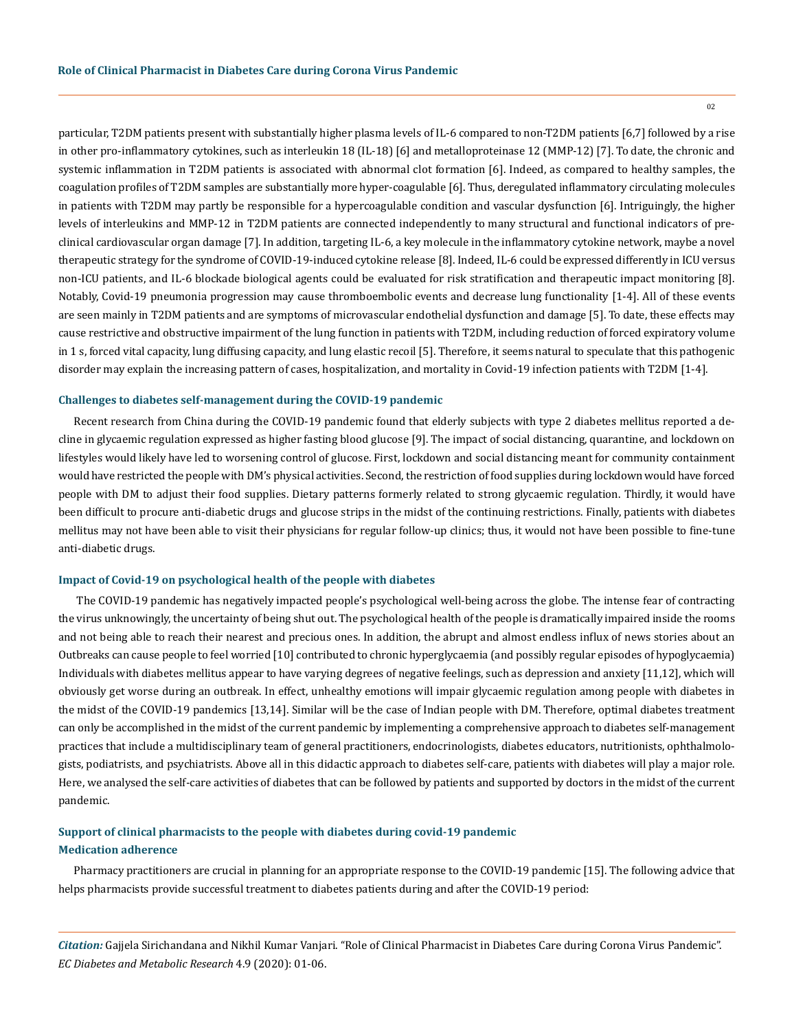particular, T2DM patients present with substantially higher plasma levels of IL-6 compared to non-T2DM patients [6,7] followed by a rise in other pro-inflammatory cytokines, such as interleukin 18 (IL-18) [6] and metalloproteinase 12 (MMP-12) [7]. To date, the chronic and systemic inflammation in T2DM patients is associated with abnormal clot formation [6]. Indeed, as compared to healthy samples, the coagulation profiles of T2DM samples are substantially more hyper-coagulable [6]. Thus, deregulated inflammatory circulating molecules in patients with T2DM may partly be responsible for a hypercoagulable condition and vascular dysfunction [6]. Intriguingly, the higher levels of interleukins and MMP-12 in T2DM patients are connected independently to many structural and functional indicators of pre-clinical cardiovascular organ damage [7]. In addition, targeting IL-6, a key molecule in the inflammatory cytokine network, maybe a novel therapeutic strategy for the syndrome of COVID-19-induced cytokine release [8]. Indeed, IL-6 could be expressed differently in ICU versus non-ICU patients, and IL-6 blockade biological agents could be evaluated for risk stratification and therapeutic impact monitoring [8]. Notably, Covid-19 pneumonia progression may cause thromboembolic events and decrease lung functionality [1-4]. All of these events are seen mainly in T2DM patients and are symptoms of microvascular endothelial dysfunction and damage [5]. To date, these effects may cause restrictive and obstructive impairment of the lung function in patients with T2DM, including reduction of forced expiratory volume in 1 s, forced vital capacity, lung diffusing capacity, and lung elastic recoil [5]. Therefore, it seems natural to speculate that this pathogenic disorder may explain the increasing pattern of cases, hospitalization, and mortality in Covid-19 infection patients with T2DM [1-4].

### Challenges to diabetes self-management during the COVID-19 pandemic

Recent research from China during the COVID-19 pandemic found that elderly subjects with type 2 diabetes mellitus reported a decline in glycaemic regulation expressed as higher fasting blood glucose [9]. The impact of social distancing, quarantine, and lockdown on lifestyles would likely have led to worsening control of glucose. First, lockdown and social distancing meant for community containment would have restricted the people with DM's physical activities. Second, the restriction of food supplies during lockdown would have forced people with DM to adjust their food supplies. Dietary patterns formerly related to strong glycaemic regulation. Thirdly, it would have been difficult to procure anti-diabetic drugs and glucose strips in the midst of the continuing restrictions. Finally, patients with diabetes mellitus may not have been able to visit their physicians for regular follow-up clinics; thus, it would not have been possible to fine-tune anti-diabetic drugs.

### Impact of Covid-19 on psychological health of the people with diabetes

The COVID-19 pandemic has negatively impacted people's psychological well-being across the globe. The intense fear of contracting the virus unknowingly, the uncertainty of being shut out. The psychological health of the people is dramatically impaired inside the rooms and not being able to reach their nearest and precious ones. In addition, the abrupt and almost endless influx of news stories about an Outbreaks can cause people to feel worried [10] contributed to chronic hyperglycaemia (and possibly regular episodes of hypoglycaemia) Individuals with diabetes mellitus appear to have varying degrees of negative feelings, such as depression and anxiety [11,12], which will obviously get worse during an outbreak. In effect, unhealthy emotions will impair glycaemic regulation among people with diabetes in the midst of the COVID-19 pandemics [13,14]. Similar will be the case of Indian people with DM. Therefore, optimal diabetes treatment can only be accomplished in the midst of the current pandemic by implementing a comprehensive approach to diabetes self-management practices that include a multidisciplinary team of general practitioners, endocrinologists, diabetes educators, nutritionists, ophthalmologists, podiatrists, and psychiatrists. Above all in this didactic approach to diabetes self-care, patients with diabetes will play a major role. Here, we analysed the self-care activities of diabetes that can be followed by patients and supported by doctors in the midst of the current pandemic.

### Support of clinical pharmacists to the people with diabetes during covid-19 pandemic

#### Medication adherence

Pharmacy practitioners are crucial in planning for an appropriate response to the COVID-19 pandemic [15]. The following advice that helps pharmacists provide successful treatment to diabetes patients during and after the COVID-19 period: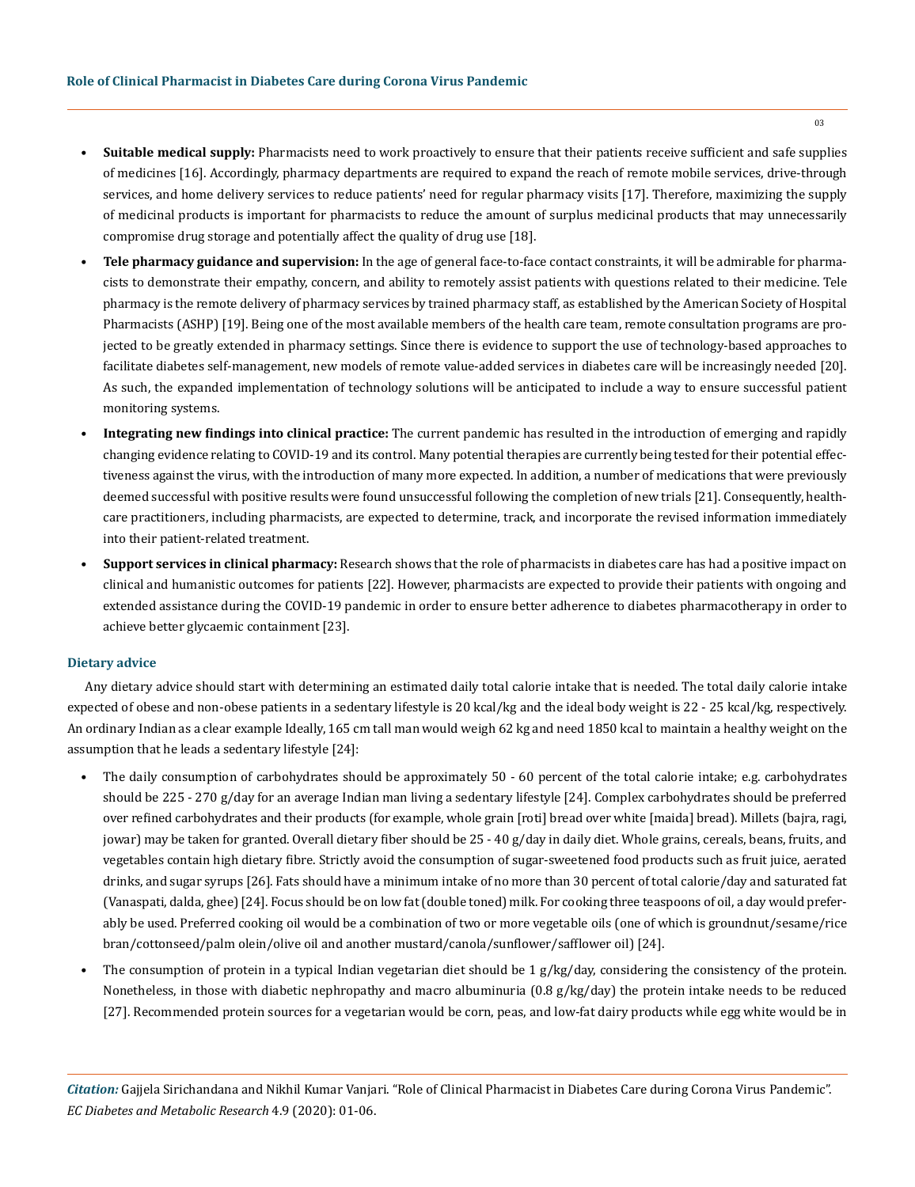- **Suitable medical supply:** Pharmacists need to work proactively to ensure that their patients receive sufficient and safe supplies of medicines [16]. Accordingly, pharmacy departments are required to expand the reach of remote mobile services, drive-through services, and home delivery services to reduce patients' need for regular pharmacy visits [17]. Therefore, maximizing the supply of medicinal products is important for pharmacists to reduce the amount of surplus medicinal products that may unnecessarily compromise drug storage and potentially affect the quality of drug use [18].
- **Tele pharmacy guidance and supervision:** In the age of general face-to-face contact constraints, it will be admirable for pharmacists to demonstrate their empathy, concern, and ability to remotely assist patients with questions related to their medicine. Tele pharmacy is the remote delivery of pharmacy services by trained pharmacy staff, as established by the American Society of Hospital Pharmacists (ASHP) [19]. Being one of the most available members of the health care team, remote consultation programs are projected to be greatly extended in pharmacy settings. Since there is evidence to support the use of technology-based approaches to facilitate diabetes self-management, new models of remote value-added services in diabetes care will be increasingly needed [20]. As such, the expanded implementation of technology solutions will be anticipated to include a way to ensure successful patient monitoring systems.
- **Integrating new findings into clinical practice:** The current pandemic has resulted in the introduction of emerging and rapidly changing evidence relating to COVID-19 and its control. Many potential therapies are currently being tested for their potential effectiveness against the virus, with the introduction of many more expected. In addition, a number of medications that were previously deemed successful with positive results were found unsuccessful following the completion of new trials [21]. Consequently, healthcare practitioners, including pharmacists, are expected to determine, track, and incorporate the revised information immediately into their patient-related treatment.
- **Support services in clinical pharmacy:** Research shows that the role of pharmacists in diabetes care has had a positive impact on clinical and humanistic outcomes for patients [22]. However, pharmacists are expected to provide their patients with ongoing and extended assistance during the COVID-19 pandemic in order to ensure better adherence to diabetes pharmacotherapy in order to achieve better glycaemic containment [23].

### Dietary advice

Any dietary advice should start with determining an estimated daily total calorie intake that is needed. The total daily calorie intake expected of obese and non-obese patients in a sedentary lifestyle is 20 kcal/kg and the ideal body weight is 22 - 25 kcal/kg, respectively. An ordinary Indian as a clear example Ideally, 165 cm tall man would weigh 62 kg and need 1850 kcal to maintain a healthy weight on the assumption that he leads a sedentary lifestyle [24]:

- The daily consumption of carbohydrates should be approximately 50 - 60 percent of the total calorie intake; e.g. carbohydrates should be 225 - 270 g/day for an average Indian man living a sedentary lifestyle [24]. Complex carbohydrates should be preferred over refined carbohydrates and their products (for example, whole grain [roti] bread over white [maida] bread). Millets (bajra, ragi, jowar) may be taken for granted. Overall dietary fiber should be 25 - 40 g/day in daily diet. Whole grains, cereals, beans, fruits, and vegetables contain high dietary fibre. Strictly avoid the consumption of sugar-sweetened food products such as fruit juice, aerated drinks, and sugar syrups [26]. Fats should have a minimum intake of no more than 30 percent of total calorie/day and saturated fat (Vanaspati, dalda, ghee) [24]. Focus should be on low fat (double toned) milk. For cooking three teaspoons of oil, a day would preferably be used. Preferred cooking oil would be a combination of two or more vegetable oils (one of which is groundnut/sesame/rice bran/cottonseed/palm olein/olive oil and another mustard/canola/sunflower/safflower oil) [24].
- The consumption of protein in a typical Indian vegetarian diet should be 1 g/kg/day, considering the consistency of the protein. Nonetheless, in those with diabetic nephropathy and macro albuminuria (0.8 g/kg/day) the protein intake needs to be reduced [27]. Recommended protein sources for a vegetarian would be corn, peas, and low-fat dairy products while egg white would be in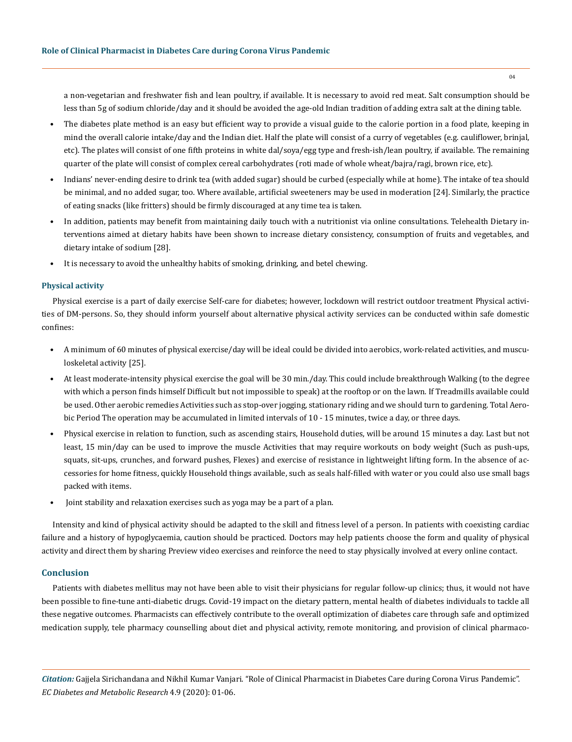a non-vegetarian and freshwater fish and lean poultry, if available. It is necessary to avoid red meat. Salt consumption should be less than 5g of sodium chloride/day and it should be avoided the age-old Indian tradition of adding extra salt at the dining table.

- The diabetes plate method is an easy but efficient way to provide a visual guide to the calorie portion in a food plate, keeping in mind the overall calorie intake/day and the Indian diet. Half the plate will consist of a curry of vegetables (e.g. cauliflower, brinjal, etc). The plates will consist of one fifth proteins in white dal/soya/egg type and fresh-ish/lean poultry, if available. The remaining quarter of the plate will consist of complex cereal carbohydrates (roti made of whole wheat/bajra/ragi, brown rice, etc).
- Indians' never-ending desire to drink tea (with added sugar) should be curbed (especially while at home). The intake of tea should be minimal, and no added sugar, too. Where available, artificial sweeteners may be used in moderation [24]. Similarly, the practice of eating snacks (like fritters) should be firmly discouraged at any time tea is taken.
- In addition, patients may benefit from maintaining daily touch with a nutritionist via online consultations. Telehealth Dietary interventions aimed at dietary habits have been shown to increase dietary consistency, consumption of fruits and vegetables, and dietary intake of sodium [28].
- It is necessary to avoid the unhealthy habits of smoking, drinking, and betel chewing.

### Physical activity

Physical exercise is a part of daily exercise Self-care for diabetes; however, lockdown will restrict outdoor treatment Physical activities of DM-persons. So, they should inform yourself about alternative physical activity services can be conducted within safe domestic confines:

- A minimum of 60 minutes of physical exercise/day will be ideal could be divided into aerobics, work-related activities, and musculoskeletal activity [25].
- At least moderate-intensity physical exercise the goal will be 30 min./day. This could include breakthrough Walking (to the degree with which a person finds himself Difficult but not impossible to speak) at the rooftop or on the lawn. If Treadmills available could be used. Other aerobic remedies Activities such as stop-over jogging, stationary riding and we should turn to gardening. Total Aerobic Period The operation may be accumulated in limited intervals of 10 - 15 minutes, twice a day, or three days.
- Physical exercise in relation to function, such as ascending stairs, Household duties, will be around 15 minutes a day. Last but not least, 15 min/day can be used to improve the muscle Activities that may require workouts on body weight (Such as push-ups, squats, sit-ups, crunches, and forward pushes, Flexes) and exercise of resistance in lightweight lifting form. In the absence of accessories for home fitness, quickly Household things available, such as seals half-filled with water or you could also use small bags packed with items.
- Joint stability and relaxation exercises such as yoga may be a part of a plan.

Intensity and kind of physical activity should be adapted to the skill and fitness level of a person. In patients with coexisting cardiac failure and a history of hypoglycaemia, caution should be practiced. Doctors may help patients choose the form and quality of physical activity and direct them by sharing Preview video exercises and reinforce the need to stay physically involved at every online contact.

## Conclusion

Patients with diabetes mellitus may not have been able to visit their physicians for regular follow-up clinics; thus, it would not have been possible to fine-tune anti-diabetic drugs. Covid-19 impact on the dietary pattern, mental health of diabetes individuals to tackle all these negative outcomes. Pharmacists can effectively contribute to the overall optimization of diabetes care through safe and optimized medication supply, tele pharmacy counselling about diet and physical activity, remote monitoring, and provision of clinical pharmaco-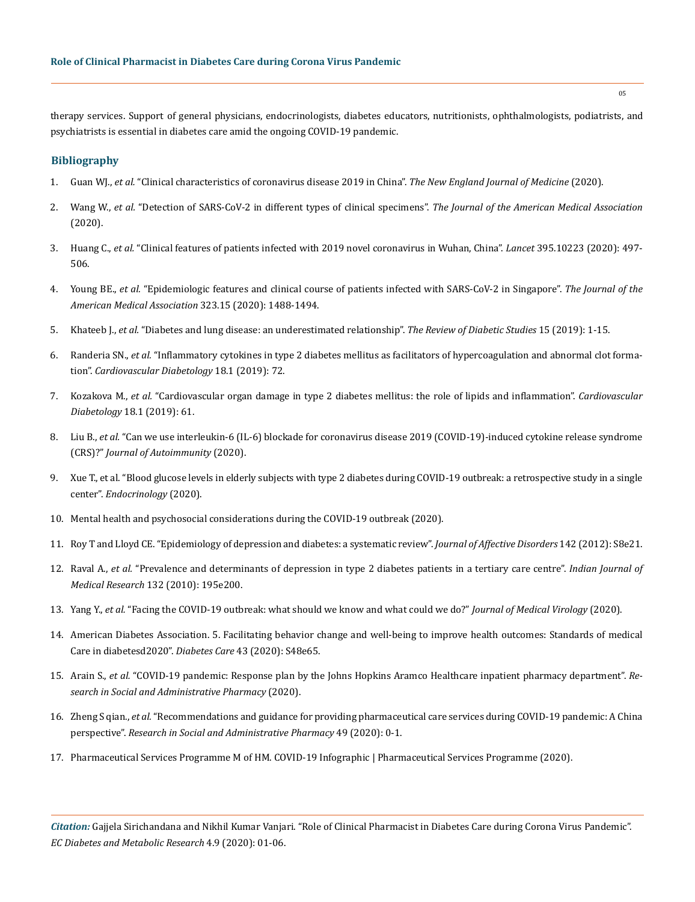therapy services. Support of general physicians, endocrinologists, diabetes educators, nutritionists, ophthalmologists, podiatrists, and psychiatrists is essential in diabetes care amid the ongoing COVID-19 pandemic.

## Bibliography

1. Guan WJ., *et al.* "Clinical characteristics of coronavirus disease 2019 in China". *The New England Journal of Medicine* (2020).
2. Wang W., *et al.* "Detection of SARS-CoV-2 in different types of clinical specimens". *The Journal of the American Medical Association* (2020).
3. Huang C., *et al.* "Clinical features of patients infected with 2019 novel coronavirus in Wuhan, China". *Lancet* 395.10223 (2020): 497-506.
4. Young BE., *et al.* "Epidemiologic features and clinical course of patients infected with SARS-CoV-2 in Singapore". *The Journal of the American Medical Association* 323.15 (2020): 1488-1494.
5. Khateeb J., *et al.* "Diabetes and lung disease: an underestimated relationship". *The Review of Diabetic Studies* 15 (2019): 1-15.
6. Randeria SN., *et al.* "Inflammatory cytokines in type 2 diabetes mellitus as facilitators of hypercoagulation and abnormal clot formation". *Cardiovascular Diabetology* 18.1 (2019): 72.
7. Kozakova M., *et al.* "Cardiovascular organ damage in type 2 diabetes mellitus: the role of lipids and inflammation". *Cardiovascular Diabetology* 18.1 (2019): 61.
8. Liu B., *et al.* "Can we use interleukin-6 (IL-6) blockade for coronavirus disease 2019 (COVID-19)-induced cytokine release syndrome (CRS)?" *Journal of Autoimmunity* (2020).
9. Xue T., et al. "Blood glucose levels in elderly subjects with type 2 diabetes during COVID-19 outbreak: a retrospective study in a single center". *Endocrinology* (2020).
10. Mental health and psychosocial considerations during the COVID-19 outbreak (2020).
11. Roy T and Lloyd CE. "Epidemiology of depression and diabetes: a systematic review". *Journal of Affective Disorders* 142 (2012): S8e21.
12. Raval A., *et al.* "Prevalence and determinants of depression in type 2 diabetes patients in a tertiary care centre". *Indian Journal of Medical Research* 132 (2010): 195e200.
13. Yang Y., *et al.* "Facing the COVID-19 outbreak: what should we know and what could we do?" *Journal of Medical Virology* (2020).
14. American Diabetes Association. 5. Facilitating behavior change and well-being to improve health outcomes: Standards of medical Care in diabetesd2020". *Diabetes Care* 43 (2020): S48e65.
15. Arain S., *et al.* "COVID-19 pandemic: Response plan by the Johns Hopkins Aramco Healthcare inpatient pharmacy department". *Research in Social and Administrative Pharmacy* (2020).
16. Zheng S qian., *et al.* "Recommendations and guidance for providing pharmaceutical care services during COVID-19 pandemic: A China perspective". *Research in Social and Administrative Pharmacy* 49 (2020): 0-1.
17. Pharmaceutical Services Programme M of HM. COVID-19 Infographic | Pharmaceutical Services Programme (2020).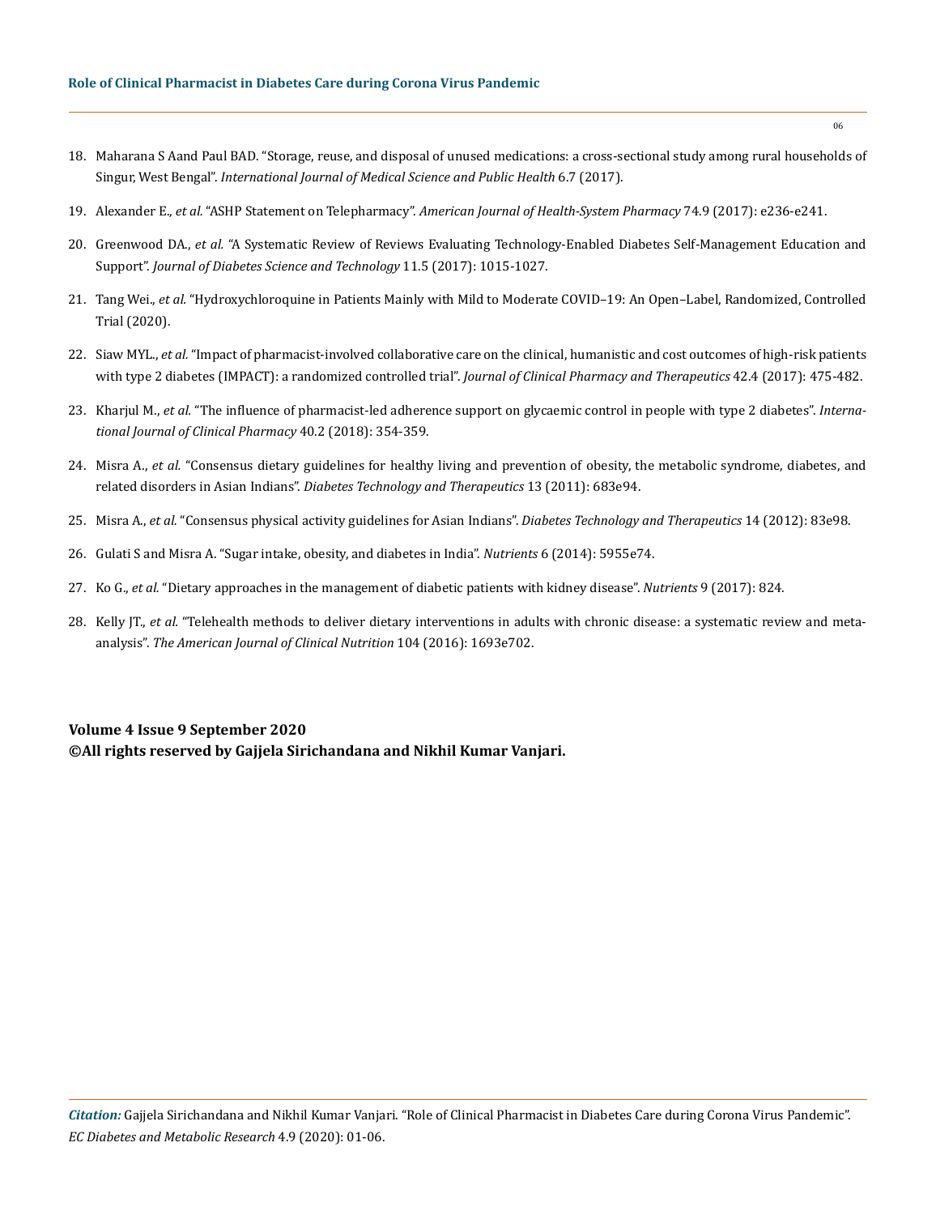18. Maharana S Aand Paul BAD. "Storage, reuse, and disposal of unused medications: a cross-sectional study among rural households of Singur, West Bengal". *International Journal of Medical Science and Public Health* 6.7 (2017).

19. Alexander E., *et al.* "ASHP Statement on Telepharmacy". *American Journal of Health-System Pharmacy* 74.9 (2017): e236-e241.

20. Greenwood DA., *et al.* "A Systematic Review of Reviews Evaluating Technology-Enabled Diabetes Self-Management Education and Support". *Journal of Diabetes Science and Technology* 11.5 (2017): 1015-1027.

21. Tang Wei., *et al.* "Hydroxychloroquine in Patients Mainly with Mild to Moderate COVID–19: An Open–Label, Randomized, Controlled Trial (2020).

22. Siaw MYL., *et al.* "Impact of pharmacist-involved collaborative care on the clinical, humanistic and cost outcomes of high-risk patients with type 2 diabetes (IMPACT): a randomized controlled trial". *Journal of Clinical Pharmacy and Therapeutics* 42.4 (2017): 475-482.

23. Kharjul M., *et al.* "The influence of pharmacist-led adherence support on glycaemic control in people with type 2 diabetes". *International Journal of Clinical Pharmacy* 40.2 (2018): 354-359.

24. Misra A., *et al.* "Consensus dietary guidelines for healthy living and prevention of obesity, the metabolic syndrome, diabetes, and related disorders in Asian Indians". *Diabetes Technology and Therapeutics* 13 (2011): 683e94.

25. Misra A., *et al.* "Consensus physical activity guidelines for Asian Indians". *Diabetes Technology and Therapeutics* 14 (2012): 83e98.

26. Gulati S and Misra A. "Sugar intake, obesity, and diabetes in India". *Nutrients* 6 (2014): 5955e74.

27. Ko G., *et al.* "Dietary approaches in the management of diabetic patients with kidney disease". *Nutrients* 9 (2017): 824.

28. Kelly JT., *et al.* "Telehealth methods to deliver dietary interventions in adults with chronic disease: a systematic review and meta-analysis". *The American Journal of Clinical Nutrition* 104 (2016): 1693e702.

**Volume 4 Issue 9 September 2020**
**©All rights reserved by Gajjela Sirichandana and Nikhil Kumar Vanjari.**